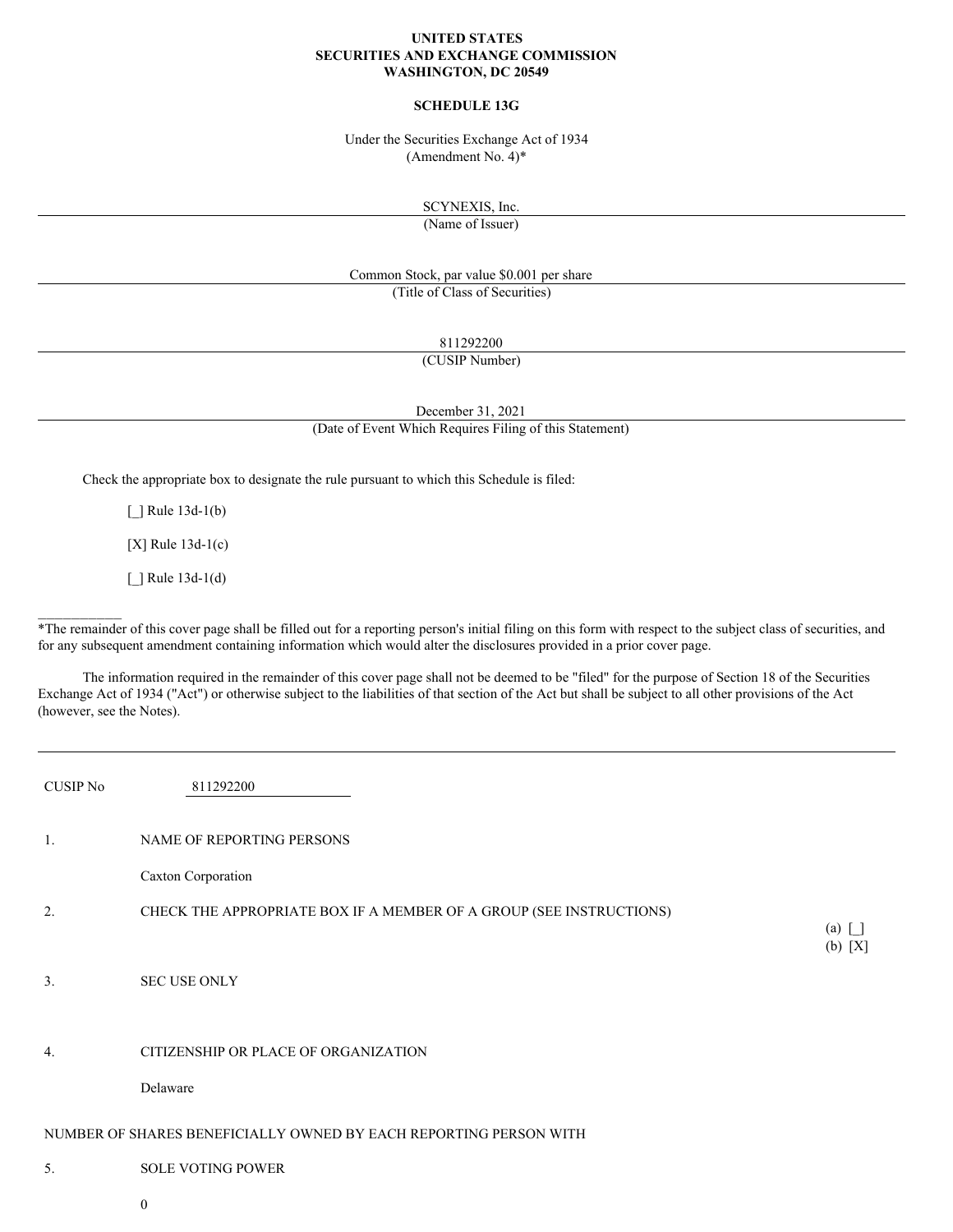**UNITED STATES**
**SECURITIES AND EXCHANGE COMMISSION**
**WASHINGTON, DC 20549**

**SCHEDULE 13G**

Under the Securities Exchange Act of 1934
(Amendment No. 4)*

SCYNEXIS, Inc.
(Name of Issuer)

Common Stock, par value $0.001 per share
(Title of Class of Securities)

811292200
(CUSIP Number)

December 31, 2021
(Date of Event Which Requires Filing of this Statement)

Check the appropriate box to designate the rule pursuant to which this Schedule is filed:

[_] Rule 13d-1(b)

[X] Rule 13d-1(c)

[_] Rule 13d-1(d)

---

*The remainder of this cover page shall be filled out for a reporting person's initial filing on this form with respect to the subject class of securities, and for any subsequent amendment containing information which would alter the disclosures provided in a prior cover page.

The information required in the remainder of this cover page shall not be deemed to be "filed" for the purpose of Section 18 of the Securities Exchange Act of 1934 ("Act") or otherwise subject to the liabilities of that section of the Act but shall be subject to all other provisions of the Act (however, see the Notes).

---

CUSIP No 811292200

1. NAME OF REPORTING PERSONS

   Caxton Corporation

2. CHECK THE APPROPRIATE BOX IF A MEMBER OF A GROUP (SEE INSTRUCTIONS)

   (a) [_]
   (b) [X]

3. SEC USE ONLY

4. CITIZENSHIP OR PLACE OF ORGANIZATION

   Delaware

NUMBER OF SHARES BENEFICIALLY OWNED BY EACH REPORTING PERSON WITH

5. SOLE VOTING POWER

   0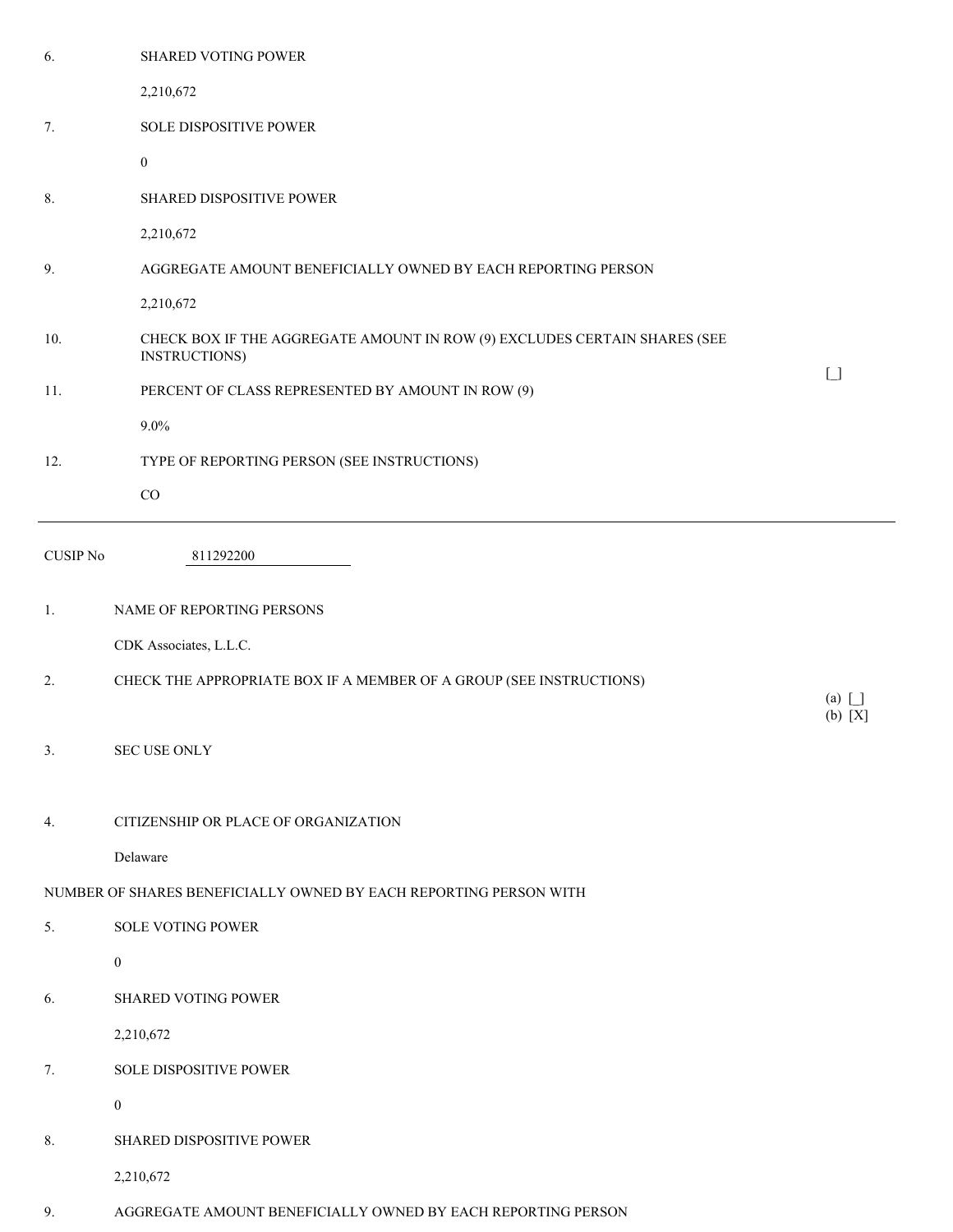6. SHARED VOTING POWER

   2,210,672

7. SOLE DISPOSITIVE POWER

   0

8. SHARED DISPOSITIVE POWER

   2,210,672

9. AGGREGATE AMOUNT BENEFICIALLY OWNED BY EACH REPORTING PERSON

   2,210,672

10. CHECK BOX IF THE AGGREGATE AMOUNT IN ROW (9) EXCLUDES CERTAIN SHARES (SEE INSTRUCTIONS) [_]

11. PERCENT OF CLASS REPRESENTED BY AMOUNT IN ROW (9)

    9.0%

12. TYPE OF REPORTING PERSON (SEE INSTRUCTIONS)

    CO

---

CUSIP No 811292200

1. NAME OF REPORTING PERSONS

   CDK Associates, L.L.C.

2. CHECK THE APPROPRIATE BOX IF A MEMBER OF A GROUP (SEE INSTRUCTIONS)

   (a) [_]
   (b) [X]

3. SEC USE ONLY

4. CITIZENSHIP OR PLACE OF ORGANIZATION

   Delaware

NUMBER OF SHARES BENEFICIALLY OWNED BY EACH REPORTING PERSON WITH

5. SOLE VOTING POWER

   0

6. SHARED VOTING POWER

   2,210,672

7. SOLE DISPOSITIVE POWER

   0

8. SHARED DISPOSITIVE POWER

   2,210,672

9. AGGREGATE AMOUNT BENEFICIALLY OWNED BY EACH REPORTING PERSON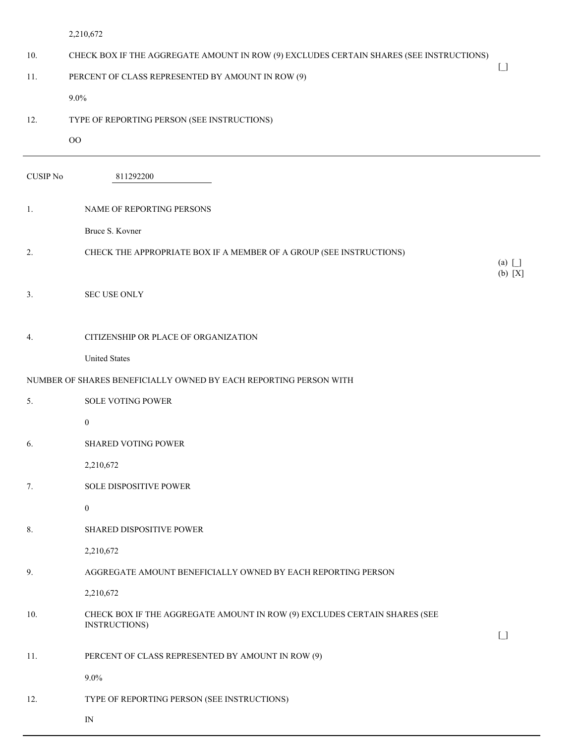2,210,672

| | | |
|---|---|---|
| 10. | CHECK BOX IF THE AGGREGATE AMOUNT IN ROW (9) EXCLUDES CERTAIN SHARES (SEE INSTRUCTIONS) | [_] |
| 11. | PERCENT OF CLASS REPRESENTED BY AMOUNT IN ROW (9) | |
| | 9.0% | |
| 12. | TYPE OF REPORTING PERSON (SEE INSTRUCTIONS) | |
| | OO | |

---

CUSIP No 811292200

| | | |
|---|---|---|
| 1. | NAME OF REPORTING PERSONS | |
| | Bruce S. Kovner | |
| 2. | CHECK THE APPROPRIATE BOX IF A MEMBER OF A GROUP (SEE INSTRUCTIONS) | (a) [_]<br>(b) [X] |
| 3. | SEC USE ONLY | |
| 4. | CITIZENSHIP OR PLACE OF ORGANIZATION | |
| | United States | |

NUMBER OF SHARES BENEFICIALLY OWNED BY EACH REPORTING PERSON WITH

| | | |
|---|---|---|
| 5. | SOLE VOTING POWER | |
| | 0 | |
| 6. | SHARED VOTING POWER | |
| | 2,210,672 | |
| 7. | SOLE DISPOSITIVE POWER | |
| | 0 | |
| 8. | SHARED DISPOSITIVE POWER | |
| | 2,210,672 | |
| 9. | AGGREGATE AMOUNT BENEFICIALLY OWNED BY EACH REPORTING PERSON | |
| | 2,210,672 | |
| 10. | CHECK BOX IF THE AGGREGATE AMOUNT IN ROW (9) EXCLUDES CERTAIN SHARES (SEE INSTRUCTIONS) | [_] |
| 11. | PERCENT OF CLASS REPRESENTED BY AMOUNT IN ROW (9) | |
| | 9.0% | |
| 12. | TYPE OF REPORTING PERSON (SEE INSTRUCTIONS) | |
| | IN | |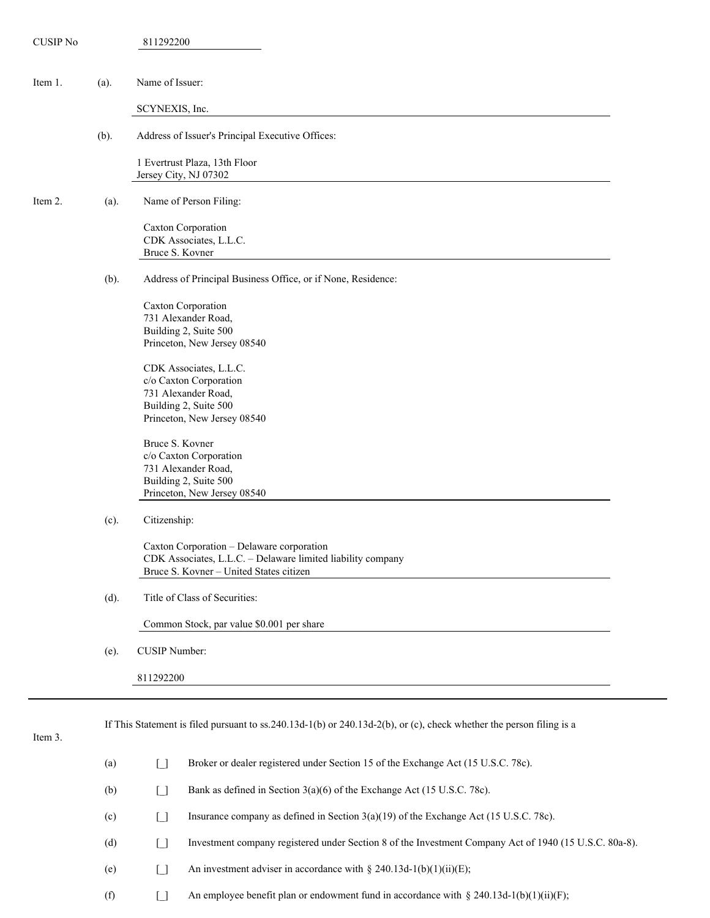CUSIP No 811292200

Item 1. (a). Name of Issuer:

SCYNEXIS, Inc.

(b). Address of Issuer's Principal Executive Offices:

1 Evertrust Plaza, 13th Floor
Jersey City, NJ 07302

Item 2. (a). Name of Person Filing:

Caxton Corporation
CDK Associates, L.L.C.
Bruce S. Kovner

(b). Address of Principal Business Office, or if None, Residence:

Caxton Corporation
731 Alexander Road,
Building 2, Suite 500
Princeton, New Jersey 08540

CDK Associates, L.L.C.
c/o Caxton Corporation
731 Alexander Road,
Building 2, Suite 500
Princeton, New Jersey 08540

Bruce S. Kovner
c/o Caxton Corporation
731 Alexander Road,
Building 2, Suite 500
Princeton, New Jersey 08540

(c). Citizenship:

Caxton Corporation – Delaware corporation
CDK Associates, L.L.C. – Delaware limited liability company
Bruce S. Kovner – United States citizen

(d). Title of Class of Securities:

Common Stock, par value $0.001 per share

(e). CUSIP Number:

811292200

Item 3. If This Statement is filed pursuant to ss.240.13d-1(b) or 240.13d-2(b), or (c), check whether the person filing is a

(a) [_] Broker or dealer registered under Section 15 of the Exchange Act (15 U.S.C. 78c).

(b) [_] Bank as defined in Section 3(a)(6) of the Exchange Act (15 U.S.C. 78c).

(c) [_] Insurance company as defined in Section 3(a)(19) of the Exchange Act (15 U.S.C. 78c).

(d) [_] Investment company registered under Section 8 of the Investment Company Act of 1940 (15 U.S.C. 80a-8).

(e) [_] An investment adviser in accordance with § 240.13d-1(b)(1)(ii)(E);

(f) [_] An employee benefit plan or endowment fund in accordance with § 240.13d-1(b)(1)(ii)(F);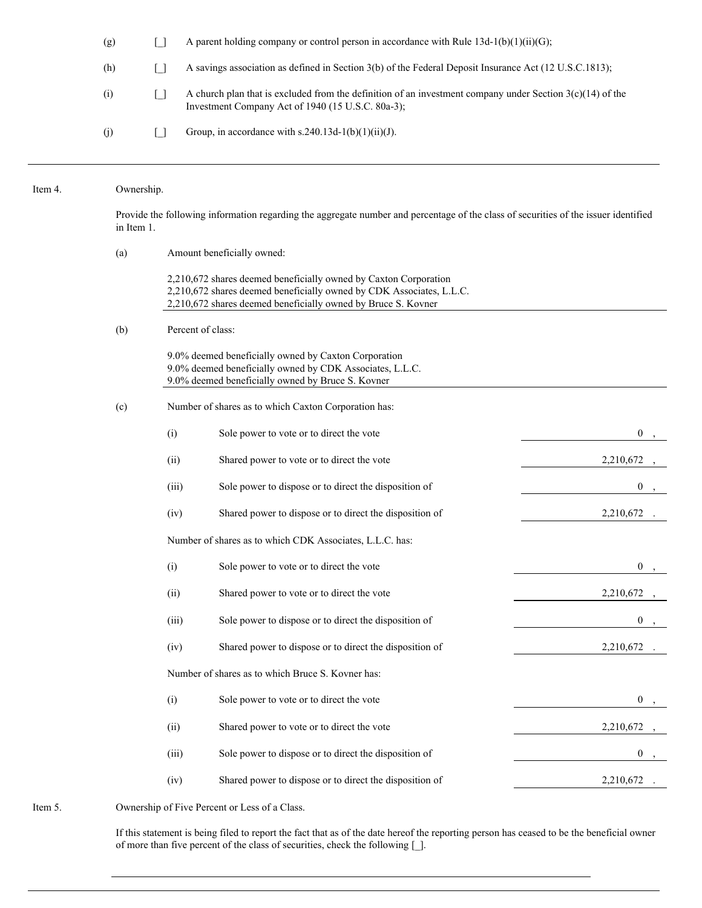(g) [_] A parent holding company or control person in accordance with Rule 13d-1(b)(1)(ii)(G);

(h) [_] A savings association as defined in Section 3(b) of the Federal Deposit Insurance Act (12 U.S.C.1813);

(i) [_] A church plan that is excluded from the definition of an investment company under Section 3(c)(14) of the Investment Company Act of 1940 (15 U.S.C. 80a-3);

(j) [_] Group, in accordance with s.240.13d-1(b)(1)(ii)(J).

---

Item 4. Ownership.

Provide the following information regarding the aggregate number and percentage of the class of securities of the issuer identified in Item 1.

(a) Amount beneficially owned:

2,210,672 shares deemed beneficially owned by Caxton Corporation
2,210,672 shares deemed beneficially owned by CDK Associates, L.L.C.
2,210,672 shares deemed beneficially owned by Bruce S. Kovner

(b) Percent of class:

9.0% deemed beneficially owned by Caxton Corporation
9.0% deemed beneficially owned by CDK Associates, L.L.C.
9.0% deemed beneficially owned by Bruce S. Kovner

(c) Number of shares as to which Caxton Corporation has:

| | | |
|---|---|---|
| (i) | Sole power to vote or to direct the vote | 0 , |
| (ii) | Shared power to vote or to direct the vote | 2,210,672 , |
| (iii) | Sole power to dispose or to direct the disposition of | 0 , |
| (iv) | Shared power to dispose or to direct the disposition of | 2,210,672 . |

Number of shares as to which CDK Associates, L.L.C. has:

| | | |
|---|---|---|
| (i) | Sole power to vote or to direct the vote | 0 , |
| (ii) | Shared power to vote or to direct the vote | 2,210,672 , |
| (iii) | Sole power to dispose or to direct the disposition of | 0 , |
| (iv) | Shared power to dispose or to direct the disposition of | 2,210,672 . |

Number of shares as to which Bruce S. Kovner has:

| | | |
|---|---|---|
| (i) | Sole power to vote or to direct the vote | 0 , |
| (ii) | Shared power to vote or to direct the vote | 2,210,672 , |
| (iii) | Sole power to dispose or to direct the disposition of | 0 , |
| (iv) | Shared power to dispose or to direct the disposition of | 2,210,672 . |

Item 5. Ownership of Five Percent or Less of a Class.

If this statement is being filed to report the fact that as of the date hereof the reporting person has ceased to be the beneficial owner of more than five percent of the class of securities, check the following [_].

---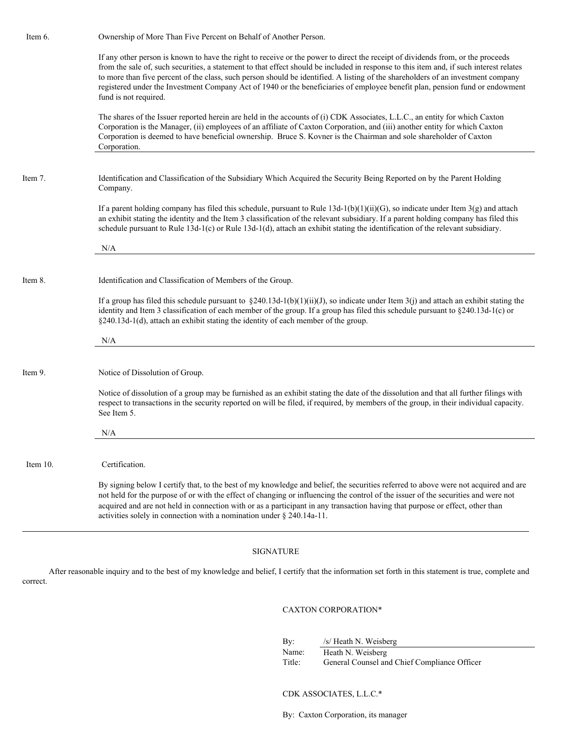Item 6. Ownership of More Than Five Percent on Behalf of Another Person.

If any other person is known to have the right to receive or the power to direct the receipt of dividends from, or the proceeds from the sale of, such securities, a statement to that effect should be included in response to this item and, if such interest relates to more than five percent of the class, such person should be identified. A listing of the shareholders of an investment company registered under the Investment Company Act of 1940 or the beneficiaries of employee benefit plan, pension fund or endowment fund is not required.

The shares of the Issuer reported herein are held in the accounts of (i) CDK Associates, L.L.C., an entity for which Caxton Corporation is the Manager, (ii) employees of an affiliate of Caxton Corporation, and (iii) another entity for which Caxton Corporation is deemed to have beneficial ownership. Bruce S. Kovner is the Chairman and sole shareholder of Caxton Corporation.

---

Item 7. Identification and Classification of the Subsidiary Which Acquired the Security Being Reported on by the Parent Holding Company.

If a parent holding company has filed this schedule, pursuant to Rule 13d-1(b)(1)(ii)(G), so indicate under Item 3(g) and attach an exhibit stating the identity and the Item 3 classification of the relevant subsidiary. If a parent holding company has filed this schedule pursuant to Rule 13d-1(c) or Rule 13d-1(d), attach an exhibit stating the identification of the relevant subsidiary.

N/A

---

Item 8. Identification and Classification of Members of the Group.

If a group has filed this schedule pursuant to §240.13d-1(b)(1)(ii)(J), so indicate under Item 3(j) and attach an exhibit stating the identity and Item 3 classification of each member of the group. If a group has filed this schedule pursuant to §240.13d-1(c) or §240.13d-1(d), attach an exhibit stating the identity of each member of the group.

N/A

---

Item 9. Notice of Dissolution of Group.

Notice of dissolution of a group may be furnished as an exhibit stating the date of the dissolution and that all further filings with respect to transactions in the security reported on will be filed, if required, by members of the group, in their individual capacity. See Item 5.

N/A

---

Item 10. Certification.

By signing below I certify that, to the best of my knowledge and belief, the securities referred to above were not acquired and are not held for the purpose of or with the effect of changing or influencing the control of the issuer of the securities and were not acquired and are not held in connection with or as a participant in any transaction having that purpose or effect, other than activities solely in connection with a nomination under § 240.14a-11.

---

SIGNATURE

After reasonable inquiry and to the best of my knowledge and belief, I certify that the information set forth in this statement is true, complete and correct.

CAXTON CORPORATION*

By: /s/ Heath N. Weisberg
Name: Heath N. Weisberg
Title: General Counsel and Chief Compliance Officer

CDK ASSOCIATES, L.L.C.*

By: Caxton Corporation, its manager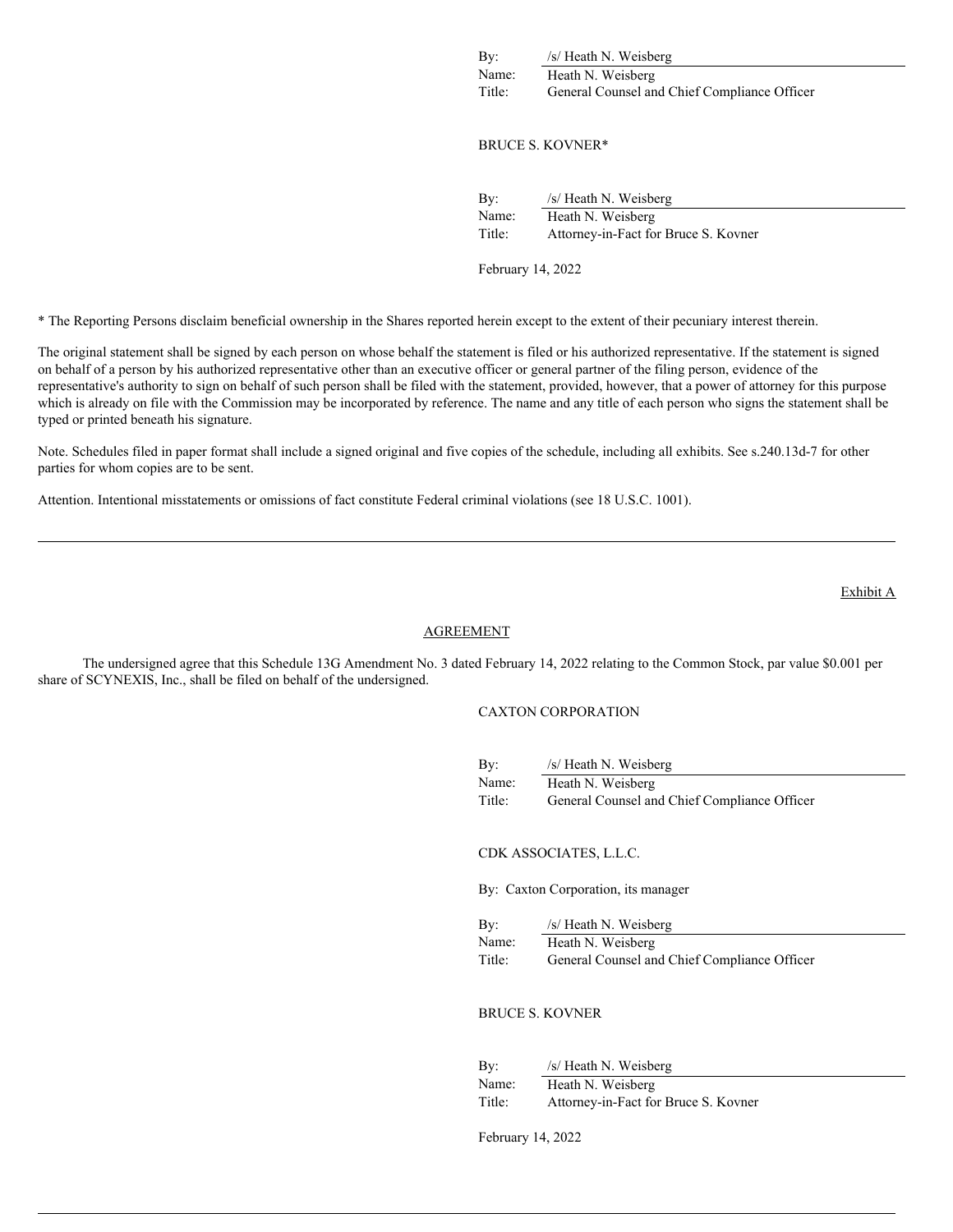By: /s/ Heath N. Weisberg
Name: Heath N. Weisberg
Title: General Counsel and Chief Compliance Officer

BRUCE S. KOVNER*

By: /s/ Heath N. Weisberg
Name: Heath N. Weisberg
Title: Attorney-in-Fact for Bruce S. Kovner

February 14, 2022

* The Reporting Persons disclaim beneficial ownership in the Shares reported herein except to the extent of their pecuniary interest therein.

The original statement shall be signed by each person on whose behalf the statement is filed or his authorized representative. If the statement is signed on behalf of a person by his authorized representative other than an executive officer or general partner of the filing person, evidence of the representative's authority to sign on behalf of such person shall be filed with the statement, provided, however, that a power of attorney for this purpose which is already on file with the Commission may be incorporated by reference. The name and any title of each person who signs the statement shall be typed or printed beneath his signature.

Note. Schedules filed in paper format shall include a signed original and five copies of the schedule, including all exhibits. See s.240.13d-7 for other parties for whom copies are to be sent.

Attention. Intentional misstatements or omissions of fact constitute Federal criminal violations (see 18 U.S.C. 1001).

---

Exhibit A

## AGREEMENT

The undersigned agree that this Schedule 13G Amendment No. 3 dated February 14, 2022 relating to the Common Stock, par value $0.001 per share of SCYNEXIS, Inc., shall be filed on behalf of the undersigned.

CAXTON CORPORATION

By: /s/ Heath N. Weisberg
Name: Heath N. Weisberg
Title: General Counsel and Chief Compliance Officer

CDK ASSOCIATES, L.L.C.

By: Caxton Corporation, its manager

By: /s/ Heath N. Weisberg
Name: Heath N. Weisberg
Title: General Counsel and Chief Compliance Officer

BRUCE S. KOVNER

By: /s/ Heath N. Weisberg
Name: Heath N. Weisberg
Title: Attorney-in-Fact for Bruce S. Kovner

February 14, 2022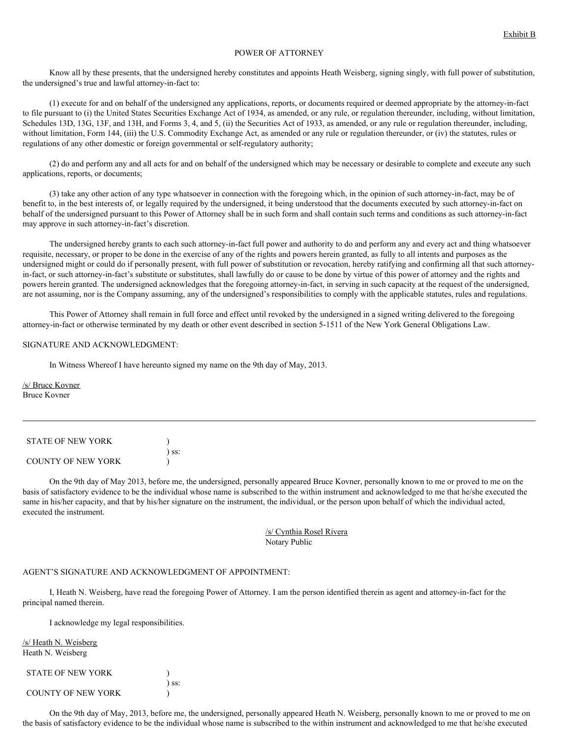Exhibit B

POWER OF ATTORNEY

Know all by these presents, that the undersigned hereby constitutes and appoints Heath Weisberg, signing singly, with full power of substitution, the undersigned's true and lawful attorney-in-fact to:

(1) execute for and on behalf of the undersigned any applications, reports, or documents required or deemed appropriate by the attorney-in-fact to file pursuant to (i) the United States Securities Exchange Act of 1934, as amended, or any rule, or regulation thereunder, including, without limitation, Schedules 13D, 13G, 13F, and 13H, and Forms 3, 4, and 5, (ii) the Securities Act of 1933, as amended, or any rule or regulation thereunder, including, without limitation, Form 144, (iii) the U.S. Commodity Exchange Act, as amended or any rule or regulation thereunder, or (iv) the statutes, rules or regulations of any other domestic or foreign governmental or self-regulatory authority;

(2) do and perform any and all acts for and on behalf of the undersigned which may be necessary or desirable to complete and execute any such applications, reports, or documents;

(3) take any other action of any type whatsoever in connection with the foregoing which, in the opinion of such attorney-in-fact, may be of benefit to, in the best interests of, or legally required by the undersigned, it being understood that the documents executed by such attorney-in-fact on behalf of the undersigned pursuant to this Power of Attorney shall be in such form and shall contain such terms and conditions as such attorney-in-fact may approve in such attorney-in-fact's discretion.

The undersigned hereby grants to each such attorney-in-fact full power and authority to do and perform any and every act and thing whatsoever requisite, necessary, or proper to be done in the exercise of any of the rights and powers herein granted, as fully to all intents and purposes as the undersigned might or could do if personally present, with full power of substitution or revocation, hereby ratifying and confirming all that such attorney-in-fact, or such attorney-in-fact's substitute or substitutes, shall lawfully do or cause to be done by virtue of this power of attorney and the rights and powers herein granted. The undersigned acknowledges that the foregoing attorney-in-fact, in serving in such capacity at the request of the undersigned, are not assuming, nor is the Company assuming, any of the undersigned's responsibilities to comply with the applicable statutes, rules and regulations.

This Power of Attorney shall remain in full force and effect until revoked by the undersigned in a signed writing delivered to the foregoing attorney-in-fact or otherwise terminated by my death or other event described in section 5-1511 of the New York General Obligations Law.

SIGNATURE AND ACKNOWLEDGMENT:

In Witness Whereof I have hereunto signed my name on the 9th day of May, 2013.

/s/ Bruce Kovner
Bruce Kovner

---

STATE OF NEW YORK )
) ss:
COUNTY OF NEW YORK )

On the 9th day of May 2013, before me, the undersigned, personally appeared Bruce Kovner, personally known to me or proved to me on the basis of satisfactory evidence to be the individual whose name is subscribed to the within instrument and acknowledged to me that he/she executed the same in his/her capacity, and that by his/her signature on the instrument, the individual, or the person upon behalf of which the individual acted, executed the instrument.

/s/ Cynthia Rosel Rivera
Notary Public

AGENT'S SIGNATURE AND ACKNOWLEDGMENT OF APPOINTMENT:

I, Heath N. Weisberg, have read the foregoing Power of Attorney. I am the person identified therein as agent and attorney-in-fact for the principal named therein.

I acknowledge my legal responsibilities.

/s/ Heath N. Weisberg
Heath N. Weisberg

STATE OF NEW YORK )
) ss:
COUNTY OF NEW YORK )

On the 9th day of May, 2013, before me, the undersigned, personally appeared Heath N. Weisberg, personally known to me or proved to me on the basis of satisfactory evidence to be the individual whose name is subscribed to the within instrument and acknowledged to me that he/she executed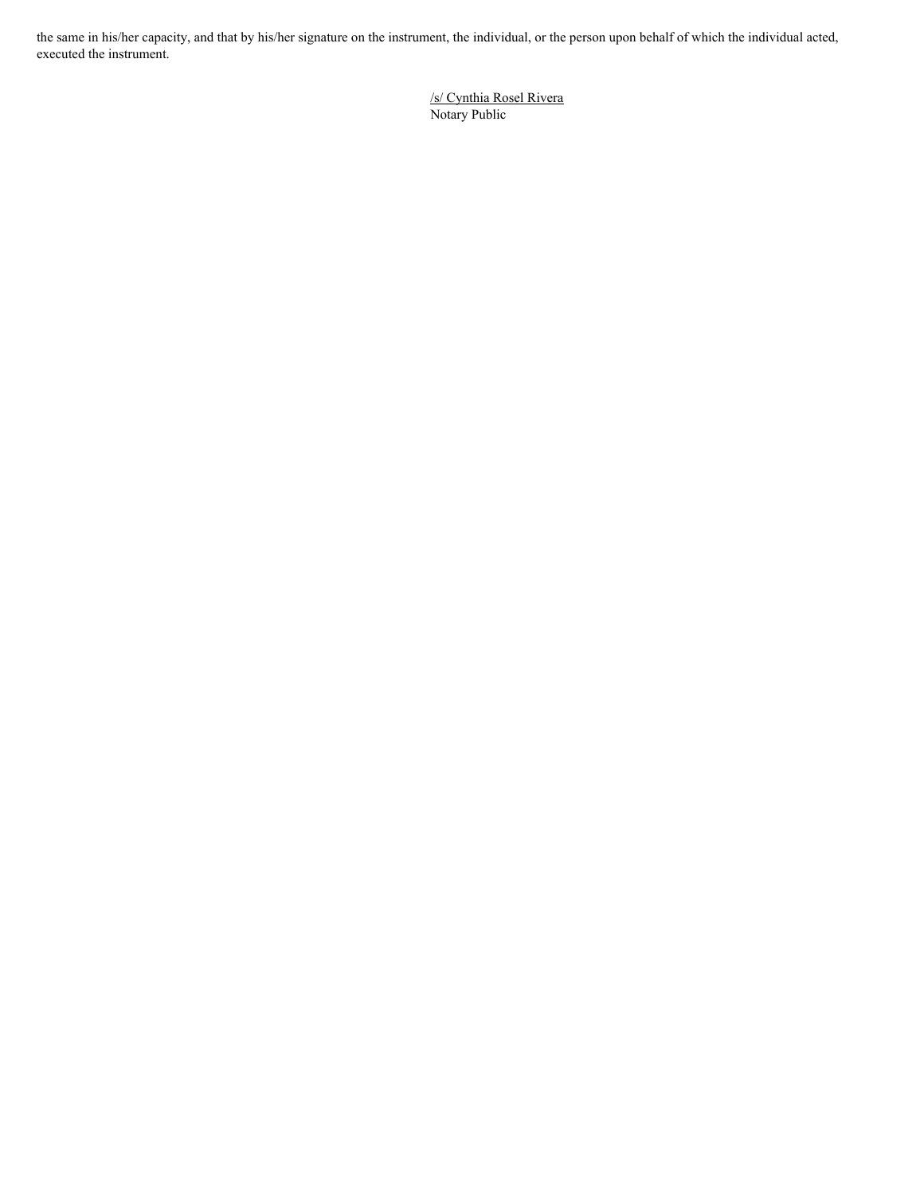the same in his/her capacity, and that by his/her signature on the instrument, the individual, or the person upon behalf of which the individual acted, executed the instrument.

/s/ Cynthia Rosel Rivera
Notary Public